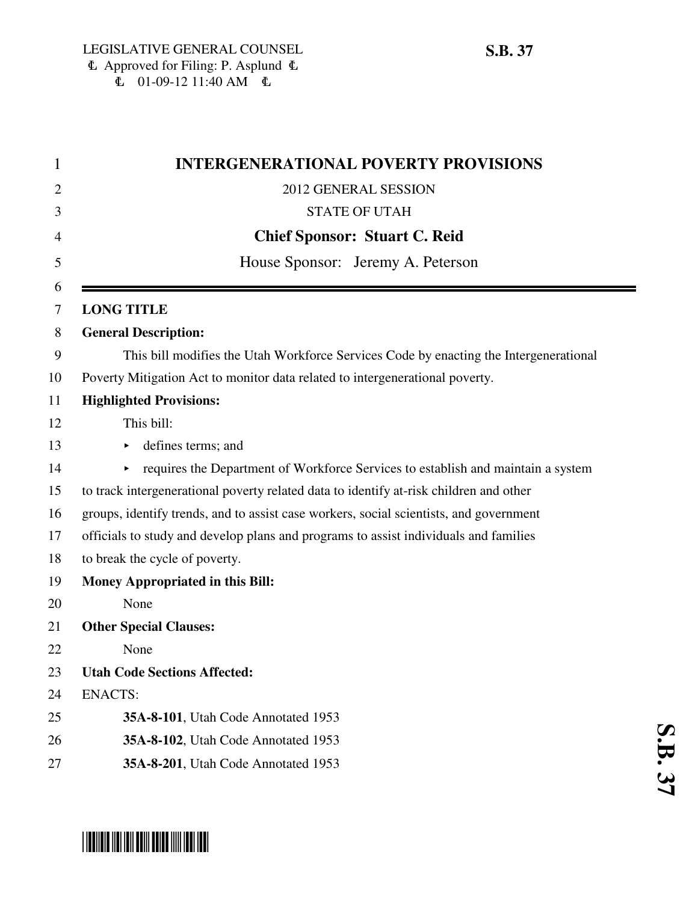LEGISLATIVE GENERAL COUNSEL
Approved for Filing: P. Asplund
01-09-12 11:40 AM

**S.B. 37**

# INTERGENERATIONAL POVERTY PROVISIONS

2012 GENERAL SESSION

STATE OF UTAH

**Chief Sponsor: Stuart C. Reid**

House Sponsor: Jeremy A. Peterson

---

**LONG TITLE**

**General Description:**

This bill modifies the Utah Workforce Services Code by enacting the Intergenerational Poverty Mitigation Act to monitor data related to intergenerational poverty.

**Highlighted Provisions:**

This bill:

- defines terms; and
- requires the Department of Workforce Services to establish and maintain a system to track intergenerational poverty related data to identify at-risk children and other groups, identify trends, and to assist case workers, social scientists, and government officials to study and develop plans and programs to assist individuals and families to break the cycle of poverty.

**Money Appropriated in this Bill:**

None

**Other Special Clauses:**

None

**Utah Code Sections Affected:**

ENACTS:

**35A-8-101**, Utah Code Annotated 1953

**35A-8-102**, Utah Code Annotated 1953

**35A-8-201**, Utah Code Annotated 1953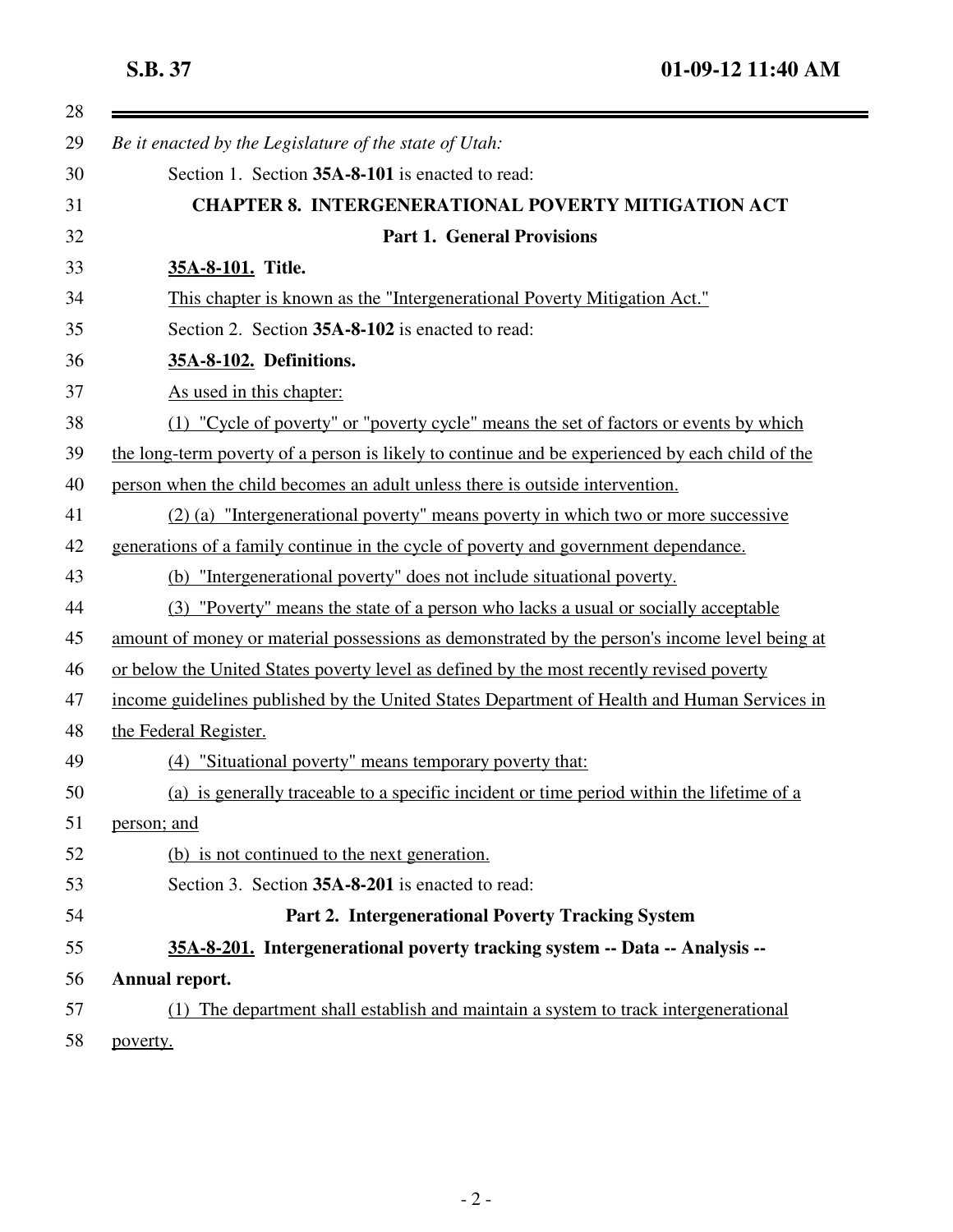*Be it enacted by the Legislature of the state of Utah:*

Section 1. Section **35A-8-101** is enacted to read:

## CHAPTER 8. INTERGENERATIONAL POVERTY MITIGATION ACT

### Part 1. General Provisions

**35A-8-101. Title.**

This chapter is known as the "Intergenerational Poverty Mitigation Act."

Section 2. Section **35A-8-102** is enacted to read:

**35A-8-102. Definitions.**

As used in this chapter:

(1) "Cycle of poverty" or "poverty cycle" means the set of factors or events by which the long-term poverty of a person is likely to continue and be experienced by each child of the person when the child becomes an adult unless there is outside intervention.

(2) (a) "Intergenerational poverty" means poverty in which two or more successive generations of a family continue in the cycle of poverty and government dependance.

(b) "Intergenerational poverty" does not include situational poverty.

(3) "Poverty" means the state of a person who lacks a usual or socially acceptable amount of money or material possessions as demonstrated by the person's income level being at or below the United States poverty level as defined by the most recently revised poverty income guidelines published by the United States Department of Health and Human Services in the Federal Register.

(4) "Situational poverty" means temporary poverty that:

(a) is generally traceable to a specific incident or time period within the lifetime of a person; and

(b) is not continued to the next generation.

Section 3. Section **35A-8-201** is enacted to read:

### Part 2. Intergenerational Poverty Tracking System

**35A-8-201. Intergenerational poverty tracking system -- Data -- Analysis -- Annual report.**

(1) The department shall establish and maintain a system to track intergenerational poverty.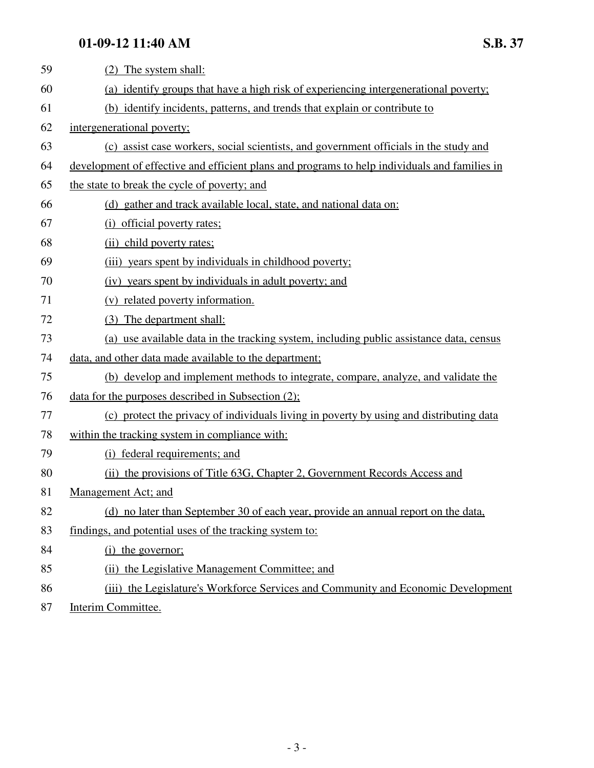(2) The system shall:

(a) identify groups that have a high risk of experiencing intergenerational poverty;

(b) identify incidents, patterns, and trends that explain or contribute to intergenerational poverty;

(c) assist case workers, social scientists, and government officials in the study and development of effective and efficient plans and programs to help individuals and families in the state to break the cycle of poverty; and

(d) gather and track available local, state, and national data on:

(i) official poverty rates;

(ii) child poverty rates;

(iii) years spent by individuals in childhood poverty;

(iv) years spent by individuals in adult poverty; and

(v) related poverty information.

(3) The department shall:

(a) use available data in the tracking system, including public assistance data, census data, and other data made available to the department;

(b) develop and implement methods to integrate, compare, analyze, and validate the data for the purposes described in Subsection (2);

(c) protect the privacy of individuals living in poverty by using and distributing data within the tracking system in compliance with:

(i) federal requirements; and

(ii) the provisions of Title 63G, Chapter 2, Government Records Access and Management Act; and

(d) no later than September 30 of each year, provide an annual report on the data, findings, and potential uses of the tracking system to:

(i) the governor;

(ii) the Legislative Management Committee; and

(iii) the Legislature's Workforce Services and Community and Economic Development Interim Committee.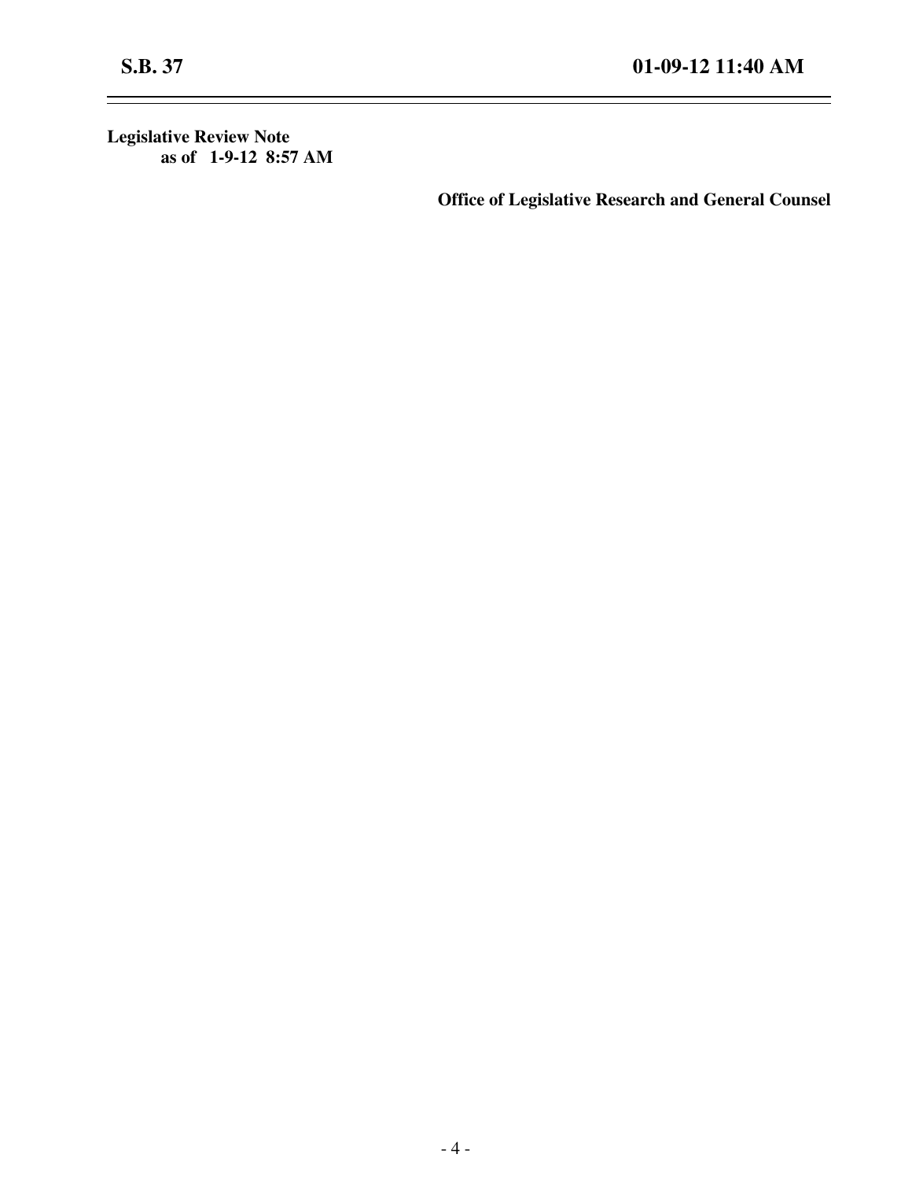**Legislative Review Note**
**as of 1-9-12 8:57 AM**

**Office of Legislative Research and General Counsel**